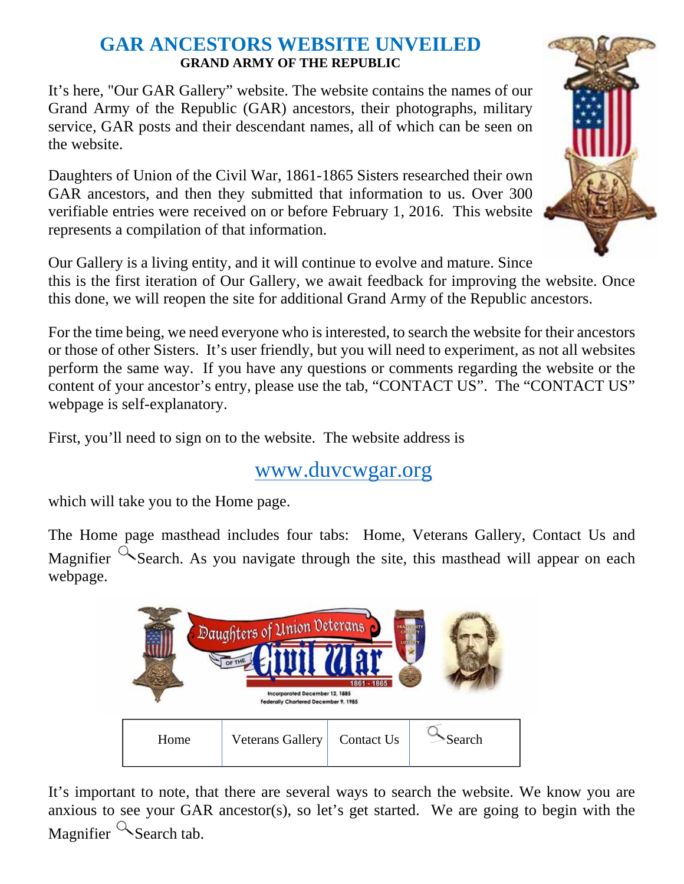# GAR ANCESTORS WEBSITE UNVEILED

**GRAND ARMY OF THE REPUBLIC**

It's here, "Our GAR Gallery" website. The website contains the names of our Grand Army of the Republic (GAR) ancestors, their photographs, military service, GAR posts and their descendant names, all of which can be seen on the website.

Daughters of Union of the Civil War, 1861-1865 Sisters researched their own GAR ancestors, and then they submitted that information to us. Over 300 verifiable entries were received on or before February 1, 2016. This website represents a compilation of that information.

Our Gallery is a living entity, and it will continue to evolve and mature. Since this is the first iteration of Our Gallery, we await feedback for improving the website. Once this done, we will reopen the site for additional Grand Army of the Republic ancestors.

For the time being, we need everyone who is interested, to search the website for their ancestors or those of other Sisters. It's user friendly, but you will need to experiment, as not all websites perform the same way. If you have any questions or comments regarding the website or the content of your ancestor's entry, please use the tab, "CONTACT US". The "CONTACT US" webpage is self-explanatory.

First, you'll need to sign on to the website. The website address is

www.duvcwgar.org

which will take you to the Home page.

The Home page masthead includes four tabs: Home, Veterans Gallery, Contact Us and Magnifier Search. As you navigate through the site, this masthead will appear on each webpage.

Daughters of Union Veterans of the Civil War 1861 - 1865

Incorporated December 12, 1885
Federally Chartered December 9, 1985

| Home | Veterans Gallery | Contact Us | Search |
| --- | --- | --- | --- |

It's important to note, that there are several ways to search the website. We know you are anxious to see your GAR ancestor(s), so let's get started. We are going to begin with the Magnifier Search tab.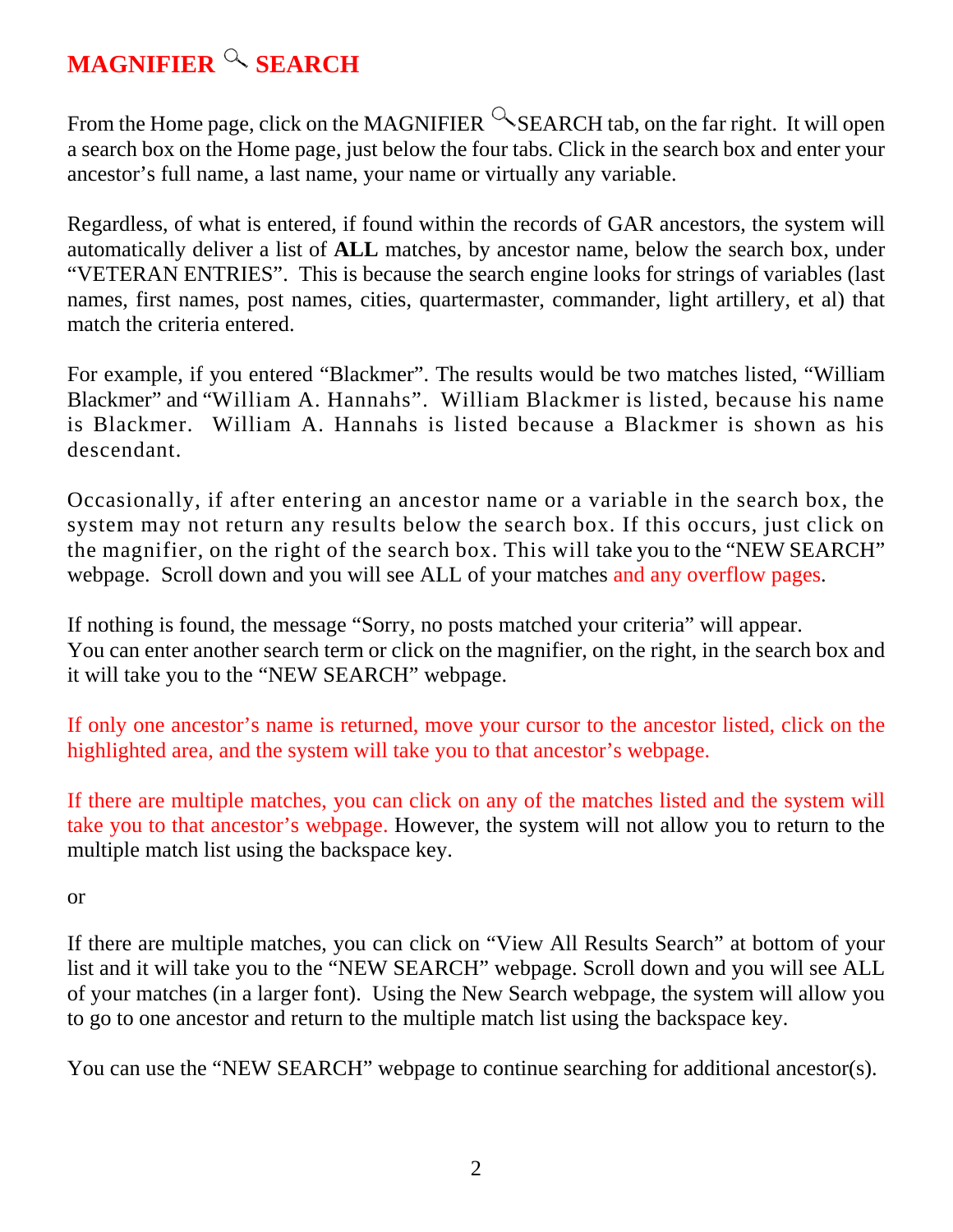# MAGNIFIER 🔍 SEARCH

From the Home page, click on the MAGNIFIER 🔍SEARCH tab, on the far right. It will open a search box on the Home page, just below the four tabs. Click in the search box and enter your ancestor's full name, a last name, your name or virtually any variable.

Regardless, of what is entered, if found within the records of GAR ancestors, the system will automatically deliver a list of **ALL** matches, by ancestor name, below the search box, under "VETERAN ENTRIES". This is because the search engine looks for strings of variables (last names, first names, post names, cities, quartermaster, commander, light artillery, et al) that match the criteria entered.

For example, if you entered "Blackmer". The results would be two matches listed, "William Blackmer" and "William A. Hannahs". William Blackmer is listed, because his name is Blackmer. William A. Hannahs is listed because a Blackmer is shown as his descendant.

Occasionally, if after entering an ancestor name or a variable in the search box, the system may not return any results below the search box. If this occurs, just click on the magnifier, on the right of the search box. This will take you to the "NEW SEARCH" webpage. Scroll down and you will see ALL of your matches and any overflow pages.

If nothing is found, the message "Sorry, no posts matched your criteria" will appear.
You can enter another search term or click on the magnifier, on the right, in the search box and it will take you to the "NEW SEARCH" webpage.

If only one ancestor's name is returned, move your cursor to the ancestor listed, click on the highlighted area, and the system will take you to that ancestor's webpage.

If there are multiple matches, you can click on any of the matches listed and the system will take you to that ancestor's webpage. However, the system will not allow you to return to the multiple match list using the backspace key.

or

If there are multiple matches, you can click on "View All Results Search" at bottom of your list and it will take you to the "NEW SEARCH" webpage. Scroll down and you will see ALL of your matches (in a larger font). Using the New Search webpage, the system will allow you to go to one ancestor and return to the multiple match list using the backspace key.

You can use the "NEW SEARCH" webpage to continue searching for additional ancestor(s).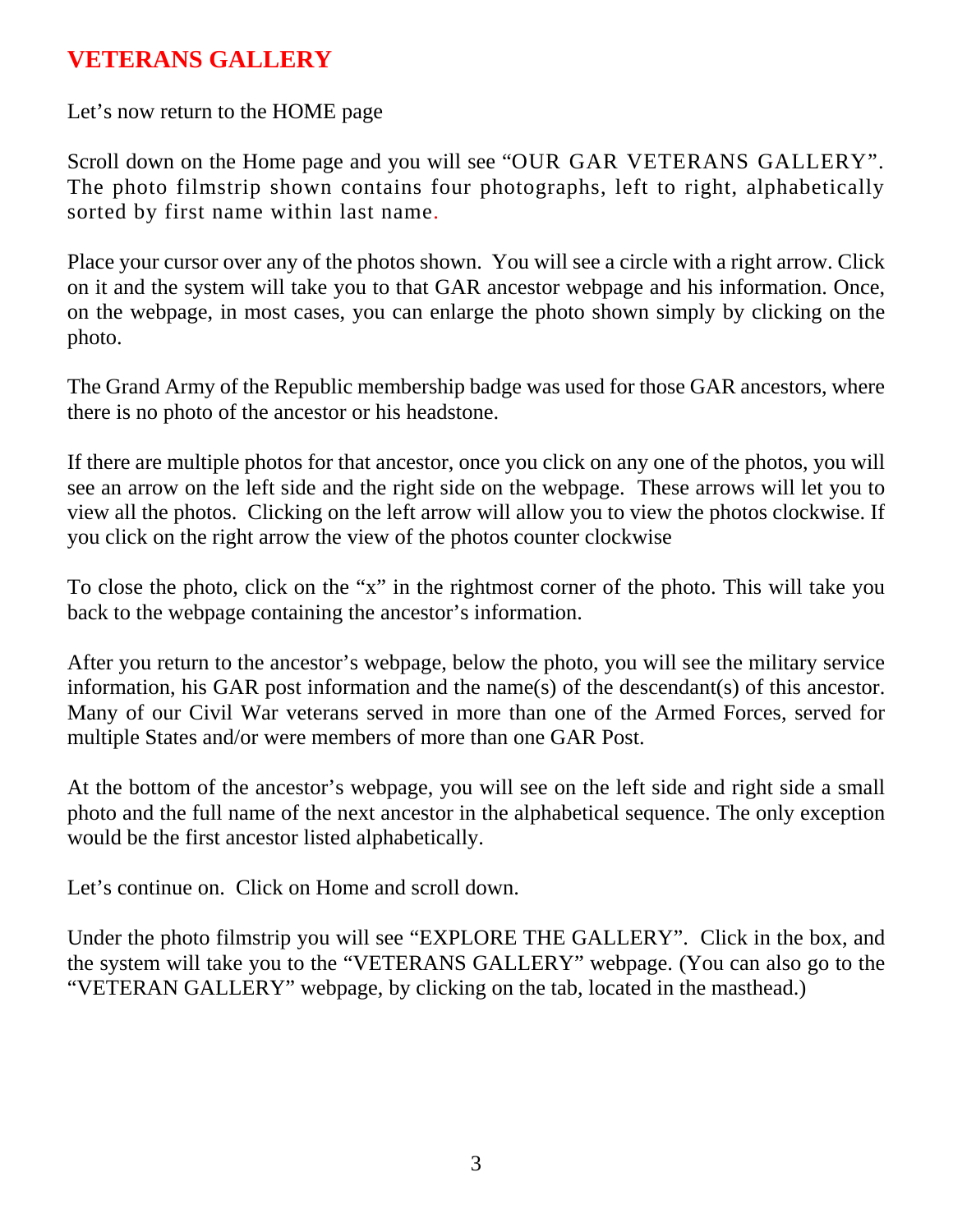## VETERANS GALLERY

Let's now return to the HOME page

Scroll down on the Home page and you will see "OUR GAR VETERANS GALLERY". The photo filmstrip shown contains four photographs, left to right, alphabetically sorted by first name within last name.

Place your cursor over any of the photos shown. You will see a circle with a right arrow. Click on it and the system will take you to that GAR ancestor webpage and his information. Once, on the webpage, in most cases, you can enlarge the photo shown simply by clicking on the photo.

The Grand Army of the Republic membership badge was used for those GAR ancestors, where there is no photo of the ancestor or his headstone.

If there are multiple photos for that ancestor, once you click on any one of the photos, you will see an arrow on the left side and the right side on the webpage. These arrows will let you to view all the photos. Clicking on the left arrow will allow you to view the photos clockwise. If you click on the right arrow the view of the photos counter clockwise

To close the photo, click on the "x" in the rightmost corner of the photo. This will take you back to the webpage containing the ancestor's information.

After you return to the ancestor's webpage, below the photo, you will see the military service information, his GAR post information and the name(s) of the descendant(s) of this ancestor. Many of our Civil War veterans served in more than one of the Armed Forces, served for multiple States and/or were members of more than one GAR Post.

At the bottom of the ancestor's webpage, you will see on the left side and right side a small photo and the full name of the next ancestor in the alphabetical sequence. The only exception would be the first ancestor listed alphabetically.

Let's continue on. Click on Home and scroll down.

Under the photo filmstrip you will see "EXPLORE THE GALLERY". Click in the box, and the system will take you to the "VETERANS GALLERY" webpage. (You can also go to the "VETERAN GALLERY" webpage, by clicking on the tab, located in the masthead.)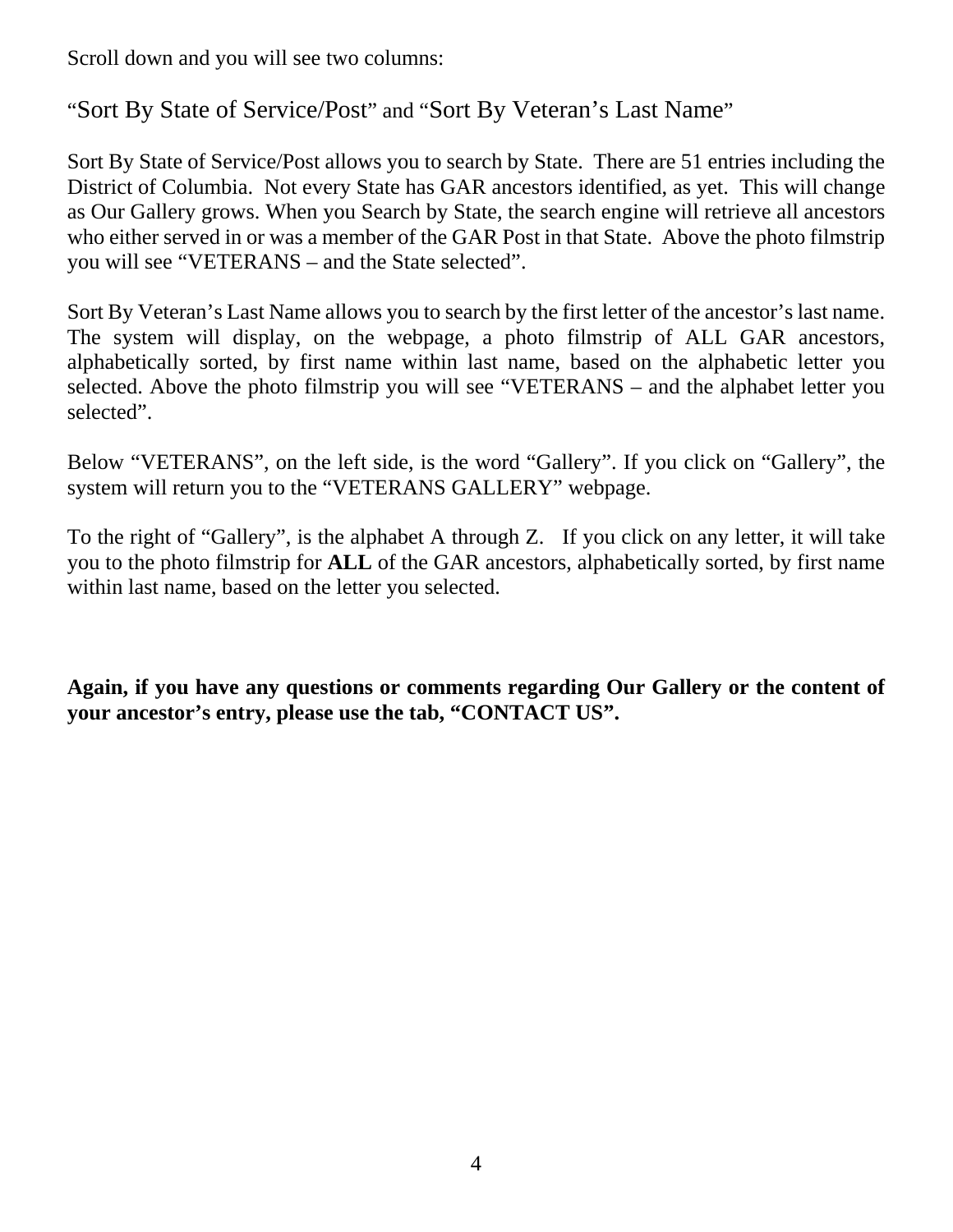Scroll down and you will see two columns:

“Sort By State of Service/Post” and “Sort By Veteran’s Last Name”

Sort By State of Service/Post allows you to search by State. There are 51 entries including the District of Columbia. Not every State has GAR ancestors identified, as yet. This will change as Our Gallery grows. When you Search by State, the search engine will retrieve all ancestors who either served in or was a member of the GAR Post in that State. Above the photo filmstrip you will see “VETERANS – and the State selected”.

Sort By Veteran’s Last Name allows you to search by the first letter of the ancestor’s last name. The system will display, on the webpage, a photo filmstrip of ALL GAR ancestors, alphabetically sorted, by first name within last name, based on the alphabetic letter you selected. Above the photo filmstrip you will see “VETERANS – and the alphabet letter you selected”.

Below “VETERANS”, on the left side, is the word “Gallery”. If you click on “Gallery”, the system will return you to the “VETERANS GALLERY” webpage.

To the right of “Gallery”, is the alphabet A through Z. If you click on any letter, it will take you to the photo filmstrip for **ALL** of the GAR ancestors, alphabetically sorted, by first name within last name, based on the letter you selected.

**Again, if you have any questions or comments regarding Our Gallery or the content of your ancestor’s entry, please use the tab, “CONTACT US”.**